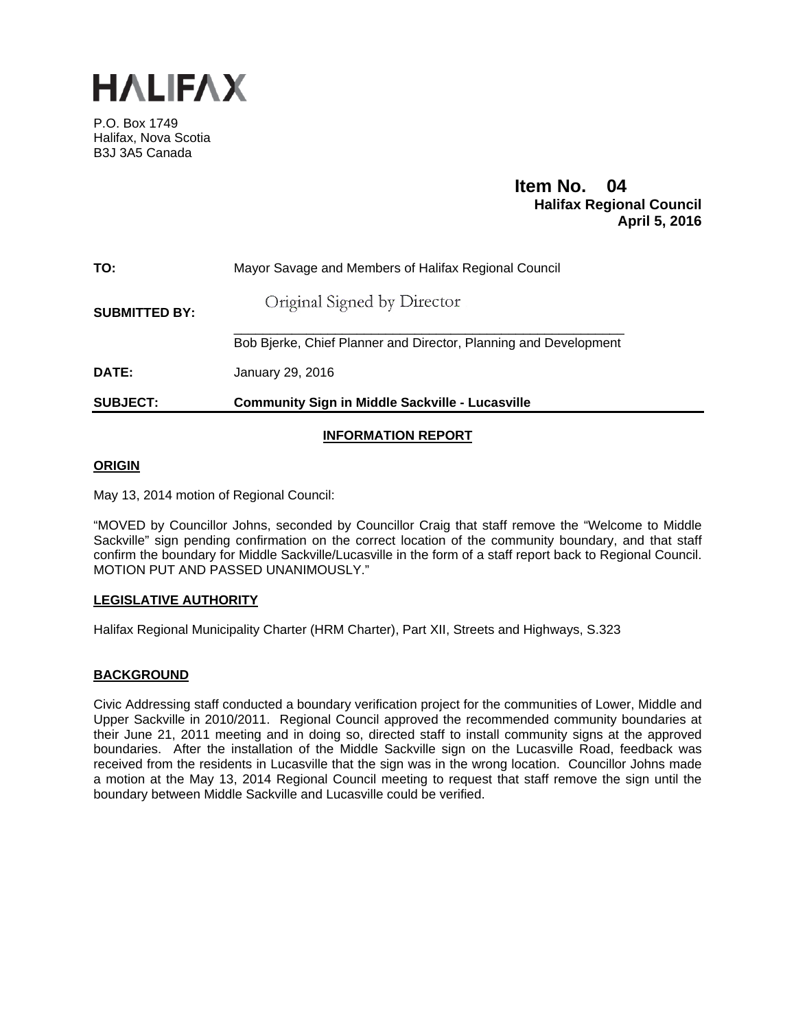# HALIFAX

P.O. Box 1749
Halifax, Nova Scotia
B3J 3A5 Canada

**Item No. 04**
**Halifax Regional Council**
**April 5, 2016**

**TO:** Mayor Savage and Members of Halifax Regional Council

**SUBMITTED BY:** Original Signed by Director

Bob Bjerke, Chief Planner and Director, Planning and Development

**DATE:** January 29, 2016

**SUBJECT:** **Community Sign in Middle Sackville - Lucasville**

## INFORMATION REPORT

### ORIGIN

May 13, 2014 motion of Regional Council:

"MOVED by Councillor Johns, seconded by Councillor Craig that staff remove the "Welcome to Middle Sackville" sign pending confirmation on the correct location of the community boundary, and that staff confirm the boundary for Middle Sackville/Lucasville in the form of a staff report back to Regional Council. MOTION PUT AND PASSED UNANIMOUSLY."

### LEGISLATIVE AUTHORITY

Halifax Regional Municipality Charter (HRM Charter), Part XII, Streets and Highways, S.323

### BACKGROUND

Civic Addressing staff conducted a boundary verification project for the communities of Lower, Middle and Upper Sackville in 2010/2011. Regional Council approved the recommended community boundaries at their June 21, 2011 meeting and in doing so, directed staff to install community signs at the approved boundaries. After the installation of the Middle Sackville sign on the Lucasville Road, feedback was received from the residents in Lucasville that the sign was in the wrong location. Councillor Johns made a motion at the May 13, 2014 Regional Council meeting to request that staff remove the sign until the boundary between Middle Sackville and Lucasville could be verified.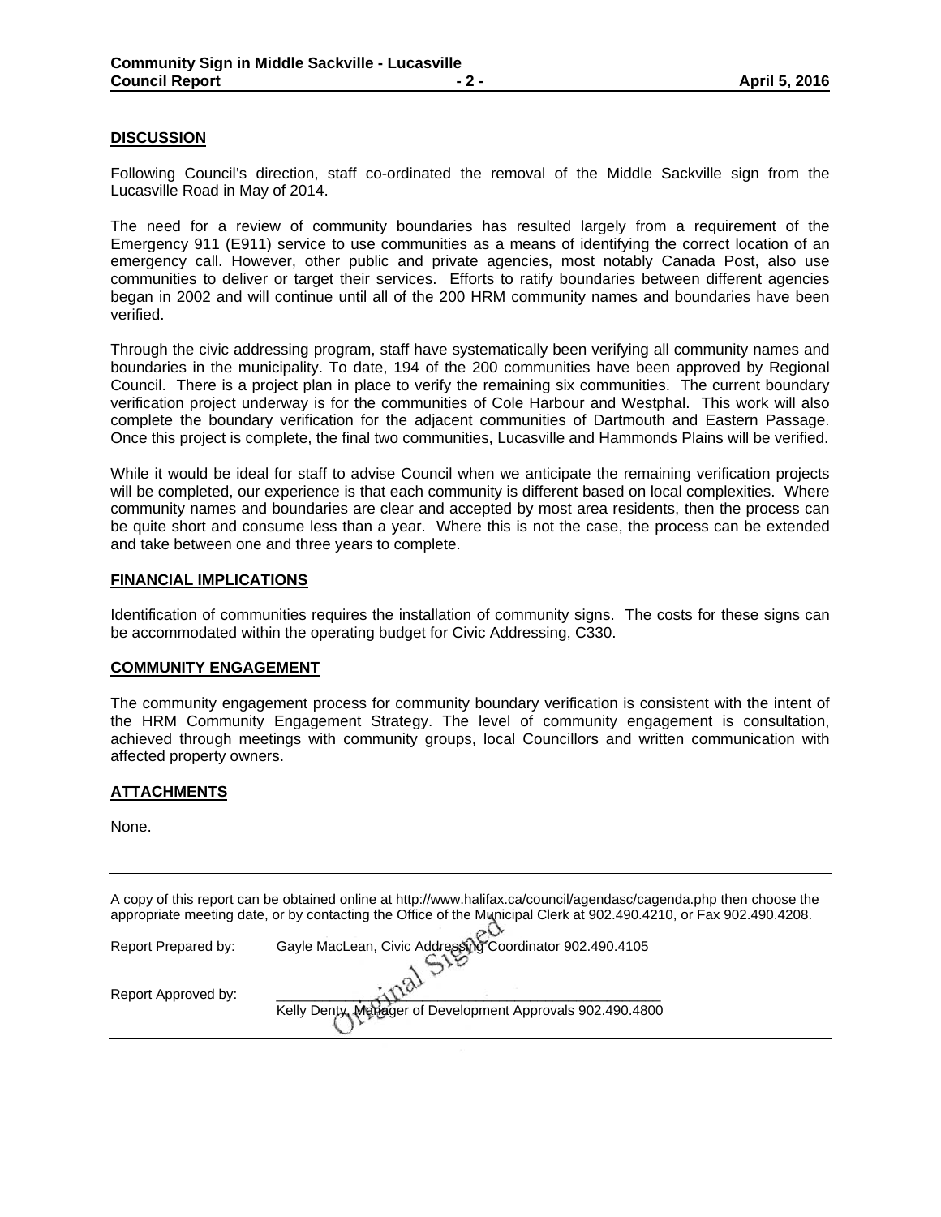## DISCUSSION

Following Council's direction, staff co-ordinated the removal of the Middle Sackville sign from the Lucasville Road in May of 2014.

The need for a review of community boundaries has resulted largely from a requirement of the Emergency 911 (E911) service to use communities as a means of identifying the correct location of an emergency call. However, other public and private agencies, most notably Canada Post, also use communities to deliver or target their services. Efforts to ratify boundaries between different agencies began in 2002 and will continue until all of the 200 HRM community names and boundaries have been verified.

Through the civic addressing program, staff have systematically been verifying all community names and boundaries in the municipality. To date, 194 of the 200 communities have been approved by Regional Council. There is a project plan in place to verify the remaining six communities. The current boundary verification project underway is for the communities of Cole Harbour and Westphal. This work will also complete the boundary verification for the adjacent communities of Dartmouth and Eastern Passage. Once this project is complete, the final two communities, Lucasville and Hammonds Plains will be verified.

While it would be ideal for staff to advise Council when we anticipate the remaining verification projects will be completed, our experience is that each community is different based on local complexities. Where community names and boundaries are clear and accepted by most area residents, then the process can be quite short and consume less than a year. Where this is not the case, the process can be extended and take between one and three years to complete.

## FINANCIAL IMPLICATIONS

Identification of communities requires the installation of community signs. The costs for these signs can be accommodated within the operating budget for Civic Addressing, C330.

## COMMUNITY ENGAGEMENT

The community engagement process for community boundary verification is consistent with the intent of the HRM Community Engagement Strategy. The level of community engagement is consultation, achieved through meetings with community groups, local Councillors and written communication with affected property owners.

## ATTACHMENTS

None.

---

A copy of this report can be obtained online at http://www.halifax.ca/council/agendasc/cagenda.php then choose the appropriate meeting date, or by contacting the Office of the Municipal Clerk at 902.490.4210, or Fax 902.490.4208.

Report Prepared by: Gayle MacLean, Civic Addressing Coordinator 902.490.4105

Report Approved by: Original Signed
Kelly Denty, Manager of Development Approvals 902.490.4800